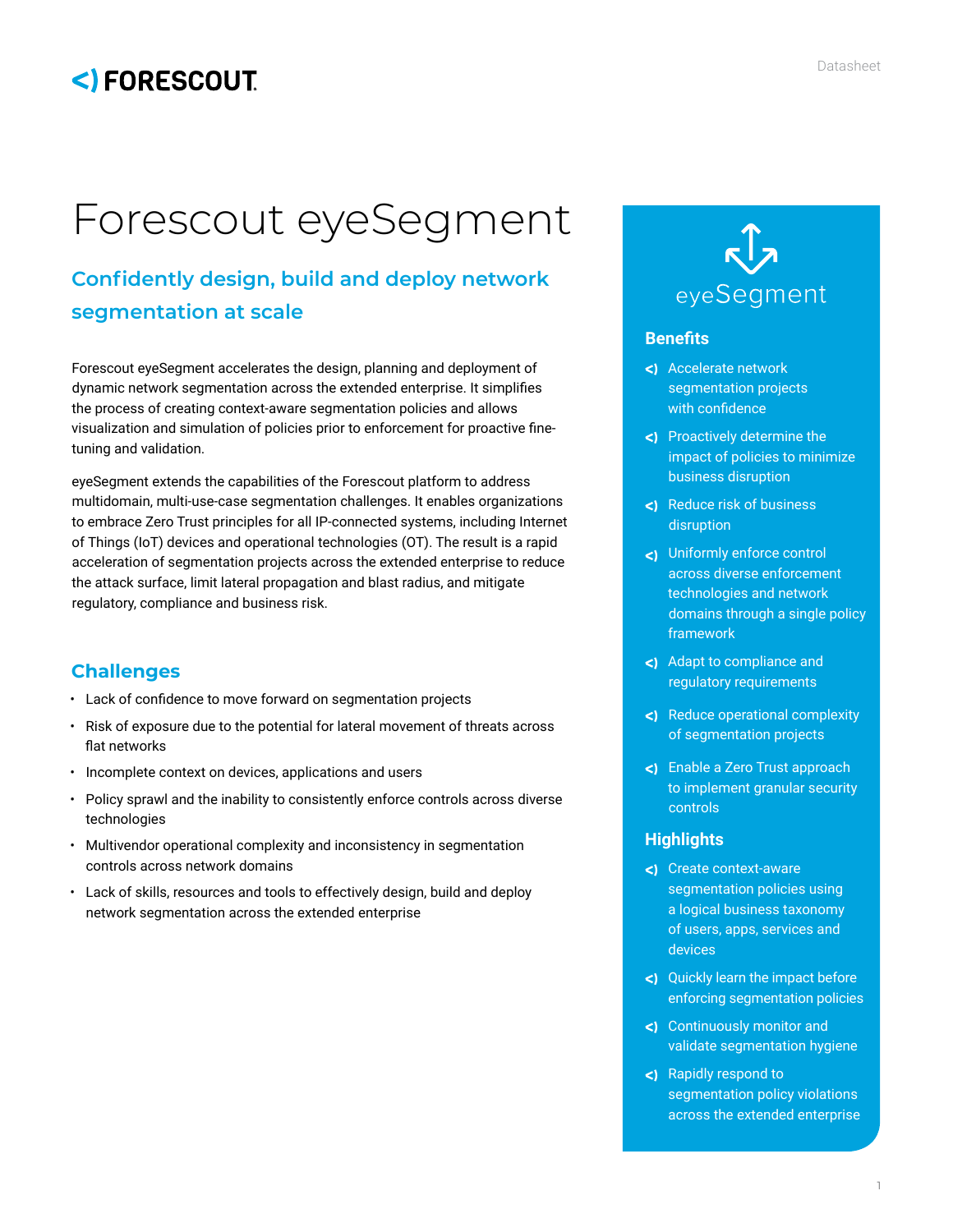# Forescout eyeSegment

## Confidently design, build and deploy network segmentation at scale

Forescout eyeSegment accelerates the design, planning and deployment of dynamic network segmentation across the extended enterprise. It simplifies the process of creating context-aware segmentation policies and allows visualization and simulation of policies prior to enforcement for proactive fine-tuning and validation.

eyeSegment extends the capabilities of the Forescout platform to address multidomain, multi-use-case segmentation challenges. It enables organizations to embrace Zero Trust principles for all IP-connected systems, including Internet of Things (IoT) devices and operational technologies (OT). The result is a rapid acceleration of segmentation projects across the extended enterprise to reduce the attack surface, limit lateral propagation and blast radius, and mitigate regulatory, compliance and business risk.

## Challenges

- Lack of confidence to move forward on segmentation projects
- Risk of exposure due to the potential for lateral movement of threats across flat networks
- Incomplete context on devices, applications and users
- Policy sprawl and the inability to consistently enforce controls across diverse technologies
- Multivendor operational complexity and inconsistency in segmentation controls across network domains
- Lack of skills, resources and tools to effectively design, build and deploy network segmentation across the extended enterprise

eyeSegment

### Benefits

- Accelerate network segmentation projects with confidence
- Proactively determine the impact of policies to minimize business disruption
- Reduce risk of business disruption
- Uniformly enforce control across diverse enforcement technologies and network domains through a single policy framework
- Adapt to compliance and regulatory requirements
- Reduce operational complexity of segmentation projects
- Enable a Zero Trust approach to implement granular security controls

### Highlights

- Create context-aware segmentation policies using a logical business taxonomy of users, apps, services and devices
- Quickly learn the impact before enforcing segmentation policies
- Continuously monitor and validate segmentation hygiene
- Rapidly respond to segmentation policy violations across the extended enterprise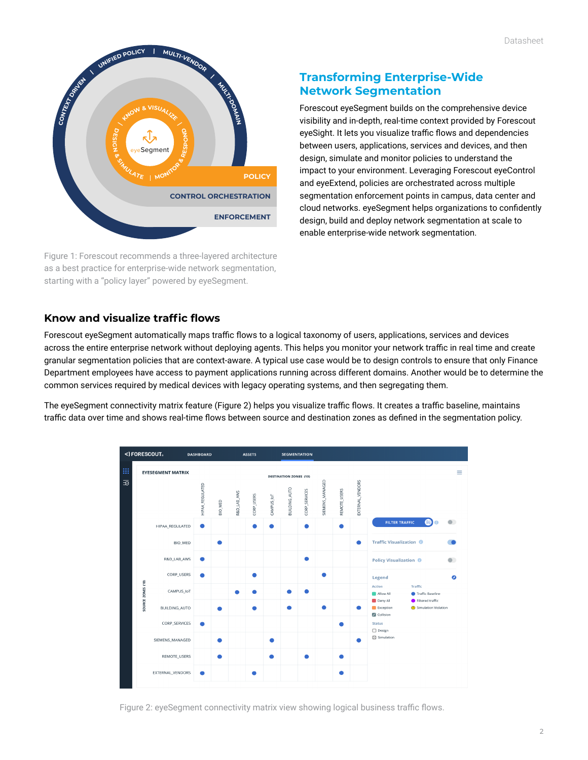## Transforming Enterprise-Wide Network Segmentation

Forescout eyeSegment builds on the comprehensive device visibility and in-depth, real-time context provided by Forescout eyeSight. It lets you visualize traffic flows and dependencies between users, applications, services and devices, and then design, simulate and monitor policies to understand the impact to your environment. Leveraging Forescout eyeControl and eyeExtend, policies are orchestrated across multiple segmentation enforcement points in campus, data center and cloud networks. eyeSegment helps organizations to confidently design, build and deploy network segmentation at scale to enable enterprise-wide network segmentation.

Figure 1: Forescout recommends a three-layered architecture as a best practice for enterprise-wide network segmentation, starting with a "policy layer" powered by eyeSegment.

## Know and visualize traffic flows

Forescout eyeSegment automatically maps traffic flows to a logical taxonomy of users, applications, services and devices across the entire enterprise network without deploying agents. This helps you monitor your network traffic in real time and create granular segmentation policies that are context-aware. A typical use case would be to design controls to ensure that only Finance Department employees have access to payment applications running across different domains. Another would be to determine the common services required by medical devices with legacy operating systems, and then segregating them.

The eyeSegment connectivity matrix feature (Figure 2) helps you visualize traffic flows. It creates a traffic baseline, maintains traffic data over time and shows real-time flows between source and destination zones as defined in the segmentation policy.

Figure 2: eyeSegment connectivity matrix view showing logical business traffic flows.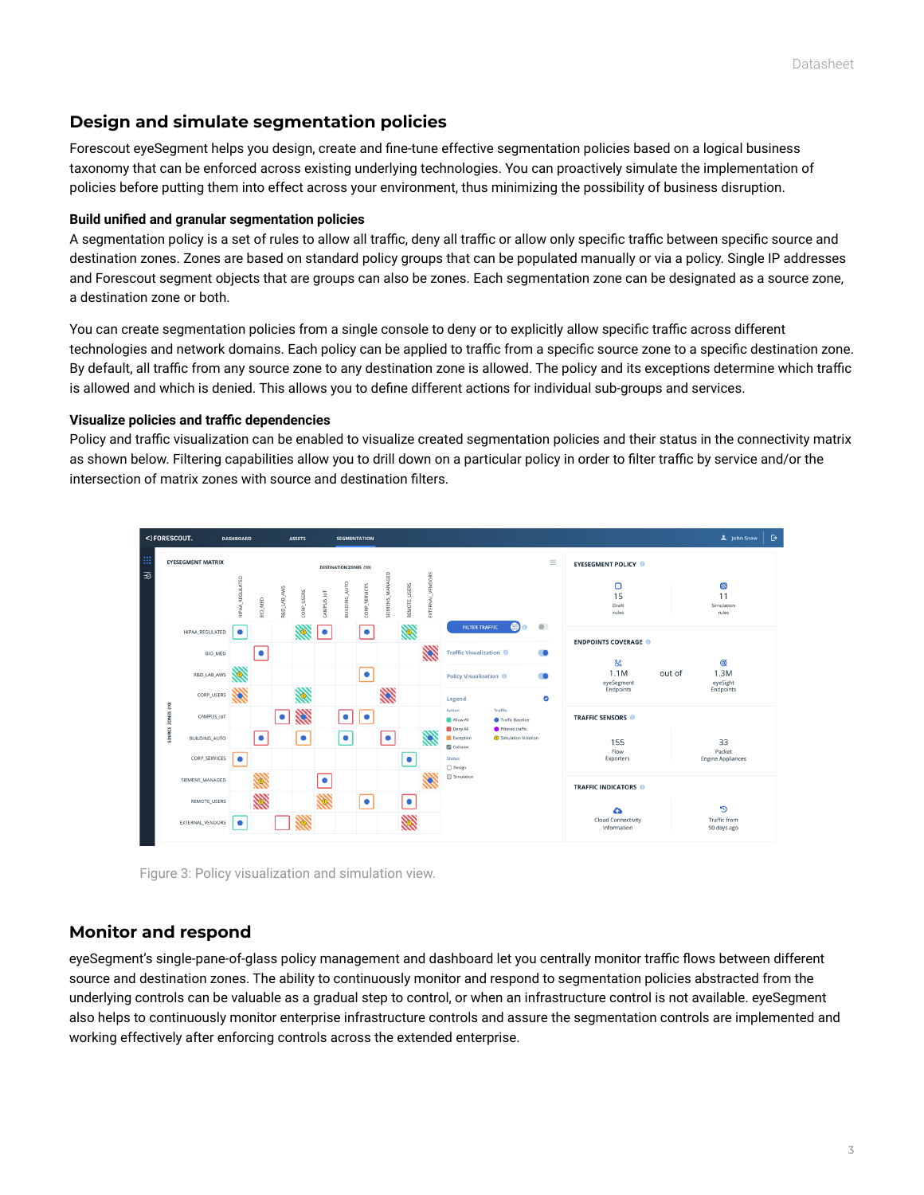## Design and simulate segmentation policies

Forescout eyeSegment helps you design, create and fine-tune effective segmentation policies based on a logical business taxonomy that can be enforced across existing underlying technologies. You can proactively simulate the implementation of policies before putting them into effect across your environment, thus minimizing the possibility of business disruption.

### Build unified and granular segmentation policies

A segmentation policy is a set of rules to allow all traffic, deny all traffic or allow only specific traffic between specific source and destination zones. Zones are based on standard policy groups that can be populated manually or via a policy. Single IP addresses and Forescout segment objects that are groups can also be zones. Each segmentation zone can be designated as a source zone, a destination zone or both.

You can create segmentation policies from a single console to deny or to explicitly allow specific traffic across different technologies and network domains. Each policy can be applied to traffic from a specific source zone to a specific destination zone. By default, all traffic from any source zone to any destination zone is allowed. The policy and its exceptions determine which traffic is allowed and which is denied. This allows you to define different actions for individual sub-groups and services.

### Visualize policies and traffic dependencies

Policy and traffic visualization can be enabled to visualize created segmentation policies and their status in the connectivity matrix as shown below. Filtering capabilities allow you to drill down on a particular policy in order to filter traffic by service and/or the intersection of matrix zones with source and destination filters.

Figure 3: Policy visualization and simulation view.

## Monitor and respond

eyeSegment's single-pane-of-glass policy management and dashboard let you centrally monitor traffic flows between different source and destination zones. The ability to continuously monitor and respond to segmentation policies abstracted from the underlying controls can be valuable as a gradual step to control, or when an infrastructure control is not available. eyeSegment also helps to continuously monitor enterprise infrastructure controls and assure the segmentation controls are implemented and working effectively after enforcing controls across the extended enterprise.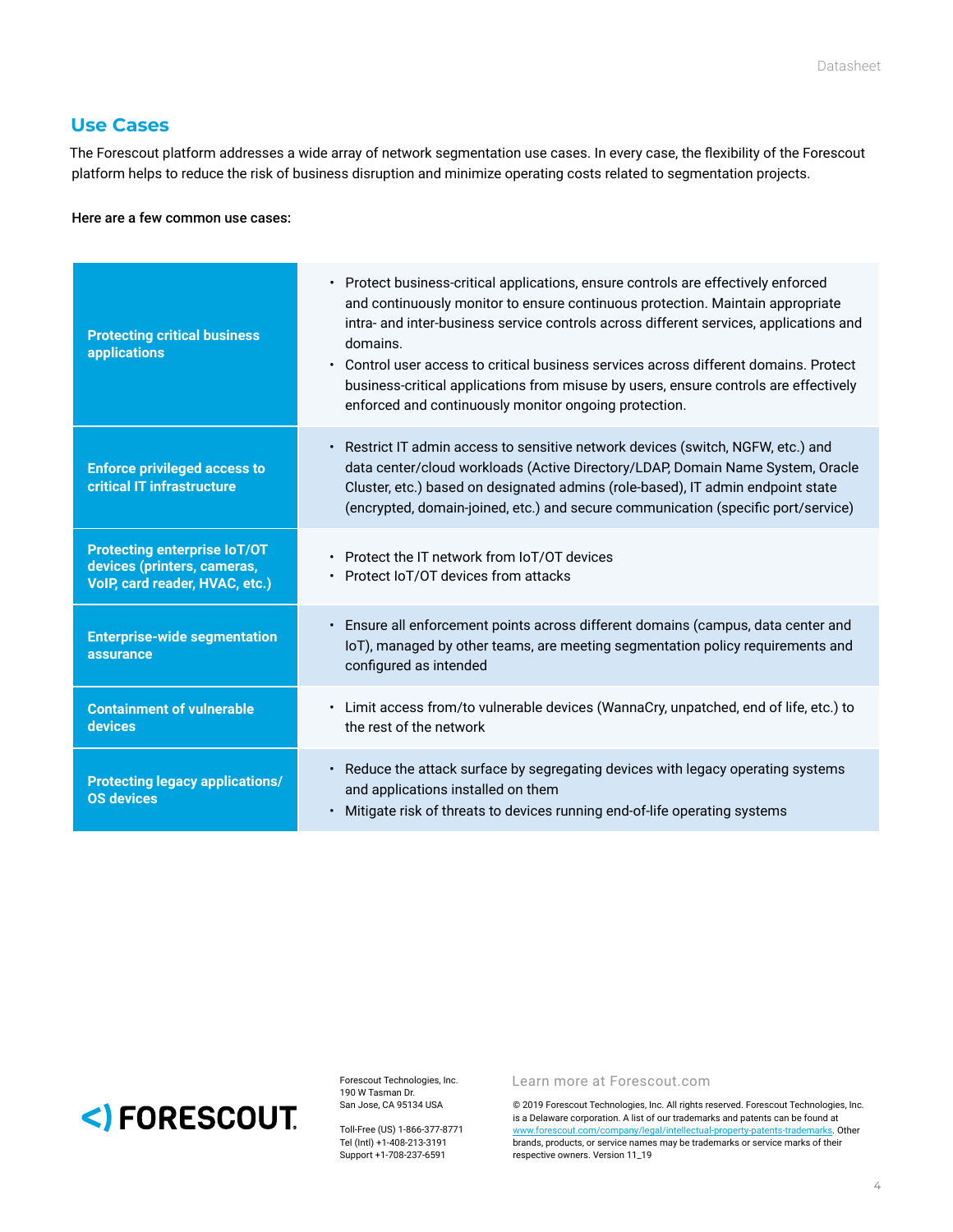## Use Cases

The Forescout platform addresses a wide array of network segmentation use cases. In every case, the flexibility of the Forescout platform helps to reduce the risk of business disruption and minimize operating costs related to segmentation projects.

Here are a few common use cases:

| | |
|---|---|
| **Protecting critical business applications** | • Protect business-critical applications, ensure controls are effectively enforced and continuously monitor to ensure continuous protection. Maintain appropriate intra- and inter-business service controls across different services, applications and domains.<br>• Control user access to critical business services across different domains. Protect business-critical applications from misuse by users, ensure controls are effectively enforced and continuously monitor ongoing protection. |
| **Enforce privileged access to critical IT infrastructure** | • Restrict IT admin access to sensitive network devices (switch, NGFW, etc.) and data center/cloud workloads (Active Directory/LDAP, Domain Name System, Oracle Cluster, etc.) based on designated admins (role-based), IT admin endpoint state (encrypted, domain-joined, etc.) and secure communication (specific port/service) |
| **Protecting enterprise IoT/OT devices (printers, cameras, VoIP, card reader, HVAC, etc.)** | • Protect the IT network from IoT/OT devices<br>• Protect IoT/OT devices from attacks |
| **Enterprise-wide segmentation assurance** | • Ensure all enforcement points across different domains (campus, data center and IoT), managed by other teams, are meeting segmentation policy requirements and configured as intended |
| **Containment of vulnerable devices** | • Limit access from/to vulnerable devices (WannaCry, unpatched, end of life, etc.) to the rest of the network |
| **Protecting legacy applications/ OS devices** | • Reduce the attack surface by segregating devices with legacy operating systems and applications installed on them<br>• Mitigate risk of threats to devices running end-of-life operating systems |

FORESCOUT

Forescout Technologies, Inc.
190 W Tasman Dr.
San Jose, CA 95134 USA

Toll-Free (US) 1-866-377-8771
Tel (Intl) +1-408-213-3191
Support +1-708-237-6591

Learn more at Forescout.com

© 2019 Forescout Technologies, Inc. All rights reserved. Forescout Technologies, Inc. is a Delaware corporation. A list of our trademarks and patents can be found at www.forescout.com/company/legal/intellectual-property-patents-trademarks. Other brands, products, or service names may be trademarks or service marks of their respective owners. Version 11_19